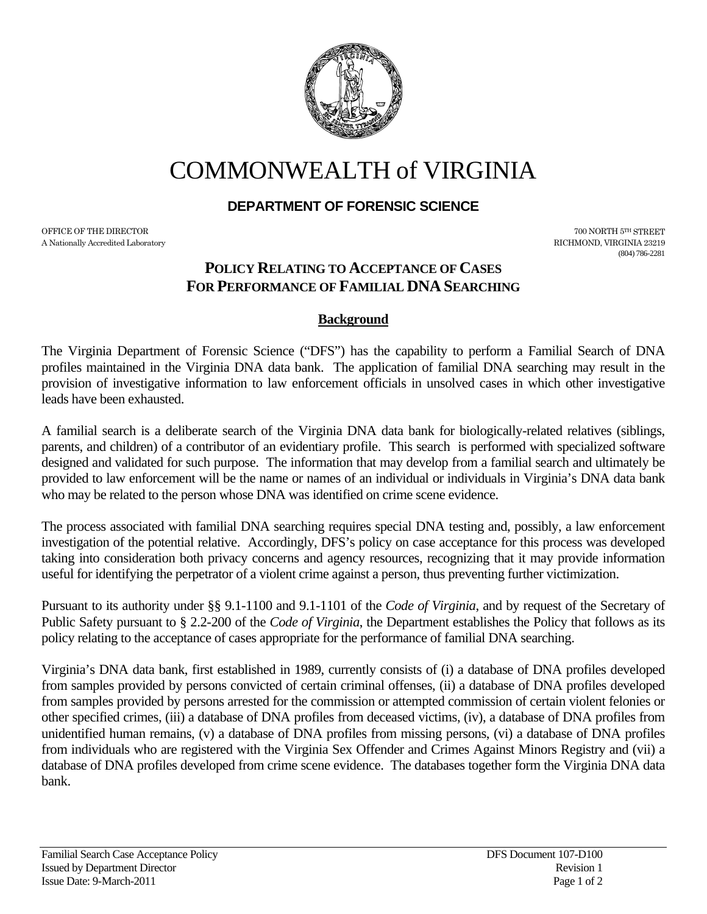# COMMONWEALTH of VIRGINIA

**DEPARTMENT OF FORENSIC SCIENCE**

OFFICE OF THE DIRECTOR
A Nationally Accredited Laboratory

700 NORTH 5TH STREET
RICHMOND, VIRGINIA 23219
(804) 786-2281

## POLICY RELATING TO ACCEPTANCE OF CASES FOR PERFORMANCE OF FAMILIAL DNA SEARCHING

### Background

The Virginia Department of Forensic Science ("DFS") has the capability to perform a Familial Search of DNA profiles maintained in the Virginia DNA data bank. The application of familial DNA searching may result in the provision of investigative information to law enforcement officials in unsolved cases in which other investigative leads have been exhausted.

A familial search is a deliberate search of the Virginia DNA data bank for biologically-related relatives (siblings, parents, and children) of a contributor of an evidentiary profile. This search is performed with specialized software designed and validated for such purpose. The information that may develop from a familial search and ultimately be provided to law enforcement will be the name or names of an individual or individuals in Virginia's DNA data bank who may be related to the person whose DNA was identified on crime scene evidence.

The process associated with familial DNA searching requires special DNA testing and, possibly, a law enforcement investigation of the potential relative. Accordingly, DFS's policy on case acceptance for this process was developed taking into consideration both privacy concerns and agency resources, recognizing that it may provide information useful for identifying the perpetrator of a violent crime against a person, thus preventing further victimization.

Pursuant to its authority under §§ 9.1-1100 and 9.1-1101 of the *Code of Virginia*, and by request of the Secretary of Public Safety pursuant to § 2.2-200 of the *Code of Virginia*, the Department establishes the Policy that follows as its policy relating to the acceptance of cases appropriate for the performance of familial DNA searching.

Virginia's DNA data bank, first established in 1989, currently consists of (i) a database of DNA profiles developed from samples provided by persons convicted of certain criminal offenses, (ii) a database of DNA profiles developed from samples provided by persons arrested for the commission or attempted commission of certain violent felonies or other specified crimes, (iii) a database of DNA profiles from deceased victims, (iv), a database of DNA profiles from unidentified human remains, (v) a database of DNA profiles from missing persons, (vi) a database of DNA profiles from individuals who are registered with the Virginia Sex Offender and Crimes Against Minors Registry and (vii) a database of DNA profiles developed from crime scene evidence. The databases together form the Virginia DNA data bank.

Familial Search Case Acceptance Policy
Issued by Department Director
Issue Date: 9-March-2011

DFS Document 107-D100
Revision 1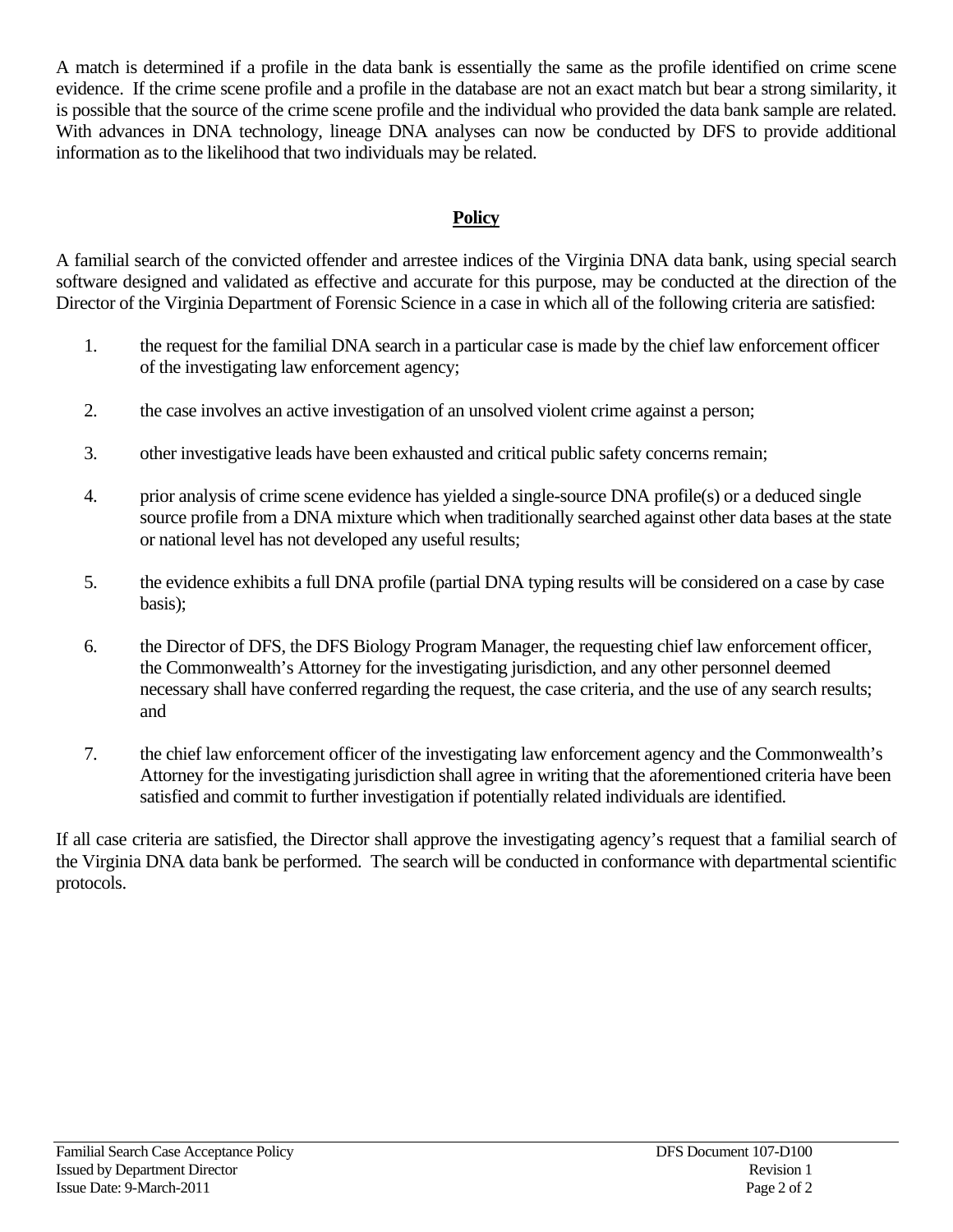A match is determined if a profile in the data bank is essentially the same as the profile identified on crime scene evidence. If the crime scene profile and a profile in the database are not an exact match but bear a strong similarity, it is possible that the source of the crime scene profile and the individual who provided the data bank sample are related. With advances in DNA technology, lineage DNA analyses can now be conducted by DFS to provide additional information as to the likelihood that two individuals may be related.

## Policy

A familial search of the convicted offender and arrestee indices of the Virginia DNA data bank, using special search software designed and validated as effective and accurate for this purpose, may be conducted at the direction of the Director of the Virginia Department of Forensic Science in a case in which all of the following criteria are satisfied:

1. the request for the familial DNA search in a particular case is made by the chief law enforcement officer of the investigating law enforcement agency;

2. the case involves an active investigation of an unsolved violent crime against a person;

3. other investigative leads have been exhausted and critical public safety concerns remain;

4. prior analysis of crime scene evidence has yielded a single-source DNA profile(s) or a deduced single source profile from a DNA mixture which when traditionally searched against other data bases at the state or national level has not developed any useful results;

5. the evidence exhibits a full DNA profile (partial DNA typing results will be considered on a case by case basis);

6. the Director of DFS, the DFS Biology Program Manager, the requesting chief law enforcement officer, the Commonwealth's Attorney for the investigating jurisdiction, and any other personnel deemed necessary shall have conferred regarding the request, the case criteria, and the use of any search results; and

7. the chief law enforcement officer of the investigating law enforcement agency and the Commonwealth's Attorney for the investigating jurisdiction shall agree in writing that the aforementioned criteria have been satisfied and commit to further investigation if potentially related individuals are identified.

If all case criteria are satisfied, the Director shall approve the investigating agency's request that a familial search of the Virginia DNA data bank be performed. The search will be conducted in conformance with departmental scientific protocols.